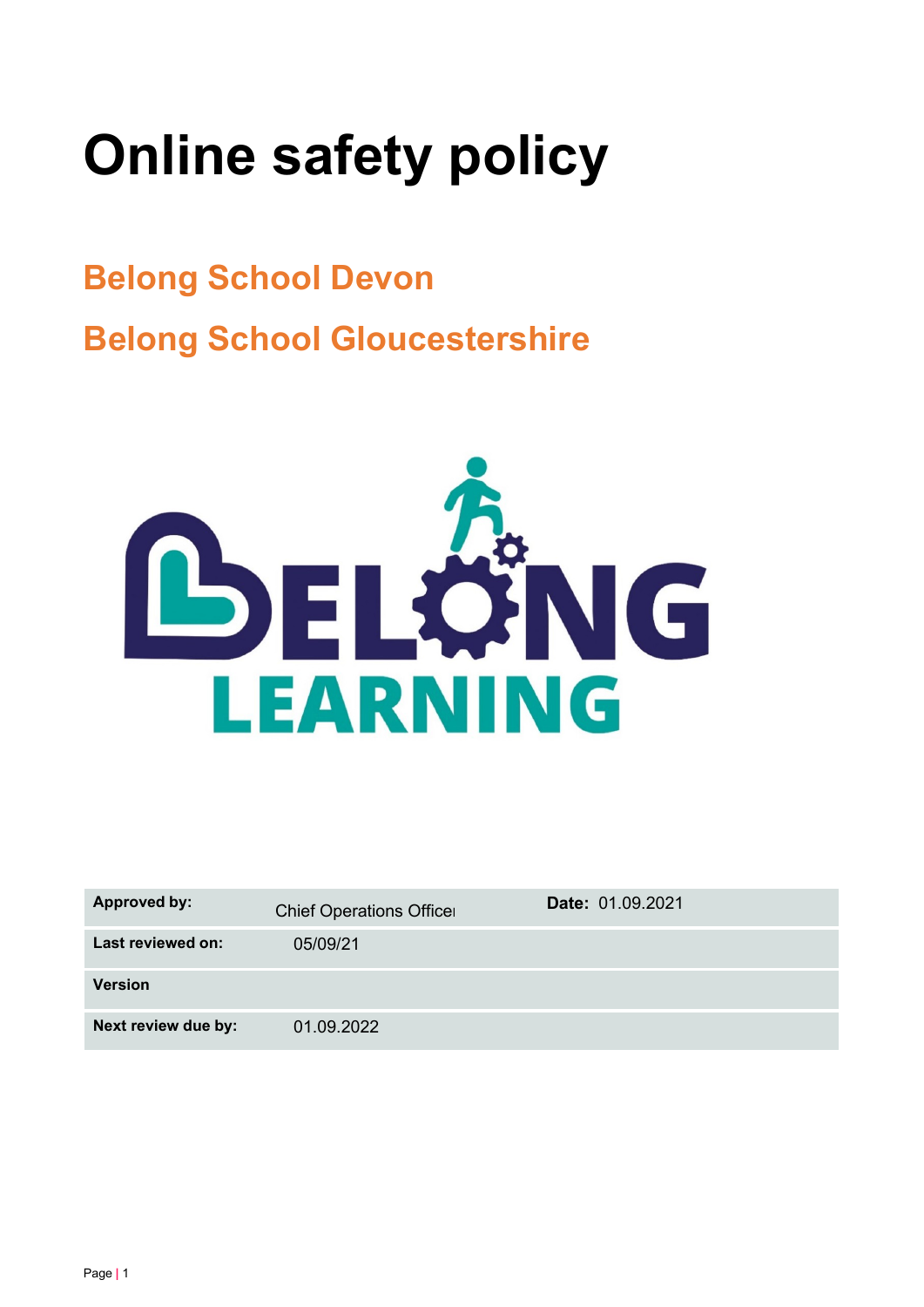# Online safety policy

## Belong School Devon

## Belong School Gloucestershire

| Approved by: | Chief Operations Officer | Date: 01.09.2021 |
|---|---|---|
| Last reviewed on: | 05/09/21 | |
| Version | | |
| Next review due by: | 01.09.2022 | |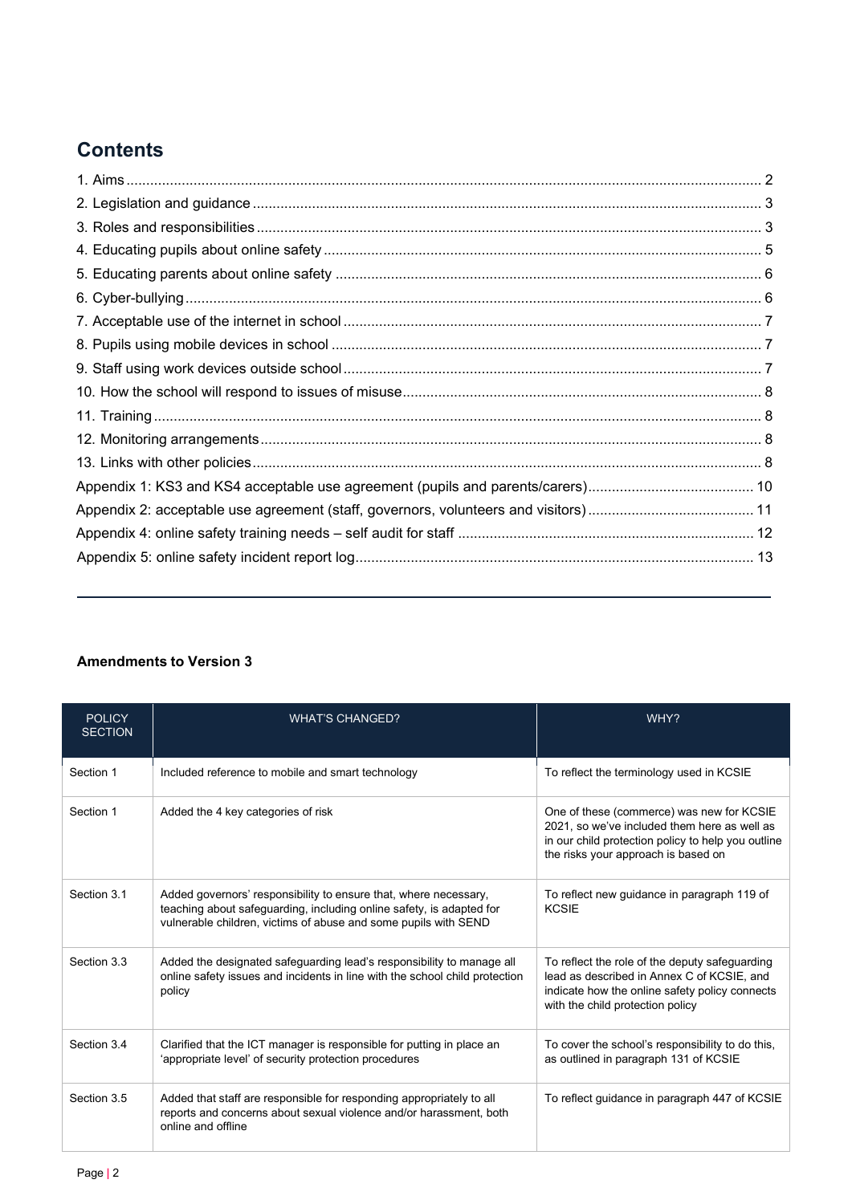## Contents

1. Aims ... 2
2. Legislation and guidance ... 3
3. Roles and responsibilities ... 3
4. Educating pupils about online safety ... 5
5. Educating parents about online safety ... 6
6. Cyber-bullying ... 6
7. Acceptable use of the internet in school ... 7
8. Pupils using mobile devices in school ... 7
9. Staff using work devices outside school ... 7
10. How the school will respond to issues of misuse ... 8
11. Training ... 8
12. Monitoring arrangements ... 8
13. Links with other policies ... 8

Appendix 1: KS3 and KS4 acceptable use agreement (pupils and parents/carers) ... 10
Appendix 2: acceptable use agreement (staff, governors, volunteers and visitors) ... 11
Appendix 4: online safety training needs – self audit for staff ... 12
Appendix 5: online safety incident report log ... 13

---

**Amendments to Version 3**

| POLICY SECTION | WHAT'S CHANGED? | WHY? |
|---|---|---|
| Section 1 | Included reference to mobile and smart technology | To reflect the terminology used in KCSIE |
| Section 1 | Added the 4 key categories of risk | One of these (commerce) was new for KCSIE 2021, so we've included them here as well as in our child protection policy to help you outline the risks your approach is based on |
| Section 3.1 | Added governors' responsibility to ensure that, where necessary, teaching about safeguarding, including online safety, is adapted for vulnerable children, victims of abuse and some pupils with SEND | To reflect new guidance in paragraph 119 of KCSIE |
| Section 3.3 | Added the designated safeguarding lead's responsibility to manage all online safety issues and incidents in line with the school child protection policy | To reflect the role of the deputy safeguarding lead as described in Annex C of KCSIE, and indicate how the online safety policy connects with the child protection policy |
| Section 3.4 | Clarified that the ICT manager is responsible for putting in place an 'appropriate level' of security protection procedures | To cover the school's responsibility to do this, as outlined in paragraph 131 of KCSIE |
| Section 3.5 | Added that staff are responsible for responding appropriately to all reports and concerns about sexual violence and/or harassment, both online and offline | To reflect guidance in paragraph 447 of KCSIE |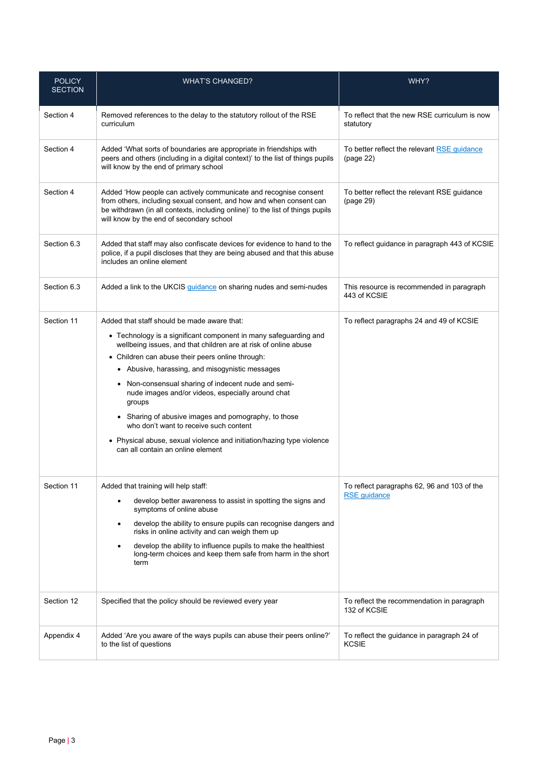| POLICY SECTION | WHAT'S CHANGED? | WHY? |
|---|---|---|
| Section 4 | Removed references to the delay to the statutory rollout of the RSE curriculum | To reflect that the new RSE curriculum is now statutory |
| Section 4 | Added 'What sorts of boundaries are appropriate in friendships with peers and others (including in a digital context)' to the list of things pupils will know by the end of primary school | To better reflect the relevant RSE guidance (page 22) |
| Section 4 | Added 'How people can actively communicate and recognise consent from others, including sexual consent, and how and when consent can be withdrawn (in all contexts, including online)' to the list of things pupils will know by the end of secondary school | To better reflect the relevant RSE guidance (page 29) |
| Section 6.3 | Added that staff may also confiscate devices for evidence to hand to the police, if a pupil discloses that they are being abused and that this abuse includes an online element | To reflect guidance in paragraph 443 of KCSIE |
| Section 6.3 | Added a link to the UKCIS guidance on sharing nudes and semi-nudes | This resource is recommended in paragraph 443 of KCSIE |
| Section 11 | Added that staff should be made aware that:<br>• Technology is a significant component in many safeguarding and wellbeing issues, and that children are at risk of online abuse<br>• Children can abuse their peers online through:<br>&nbsp;&nbsp;• Abusive, harassing, and misogynistic messages<br>&nbsp;&nbsp;• Non-consensual sharing of indecent nude and semi-nude images and/or videos, especially around chat groups<br>&nbsp;&nbsp;• Sharing of abusive images and pornography, to those who don't want to receive such content<br>• Physical abuse, sexual violence and initiation/hazing type violence can all contain an online element | To reflect paragraphs 24 and 49 of KCSIE |
| Section 11 | Added that training will help staff:<br>• develop better awareness to assist in spotting the signs and symptoms of online abuse<br>• develop the ability to ensure pupils can recognise dangers and risks in online activity and can weigh them up<br>• develop the ability to influence pupils to make the healthiest long-term choices and keep them safe from harm in the short term | To reflect paragraphs 62, 96 and 103 of the RSE guidance |
| Section 12 | Specified that the policy should be reviewed every year | To reflect the recommendation in paragraph 132 of KCSIE |
| Appendix 4 | Added 'Are you aware of the ways pupils can abuse their peers online?' to the list of questions | To reflect the guidance in paragraph 24 of KCSIE |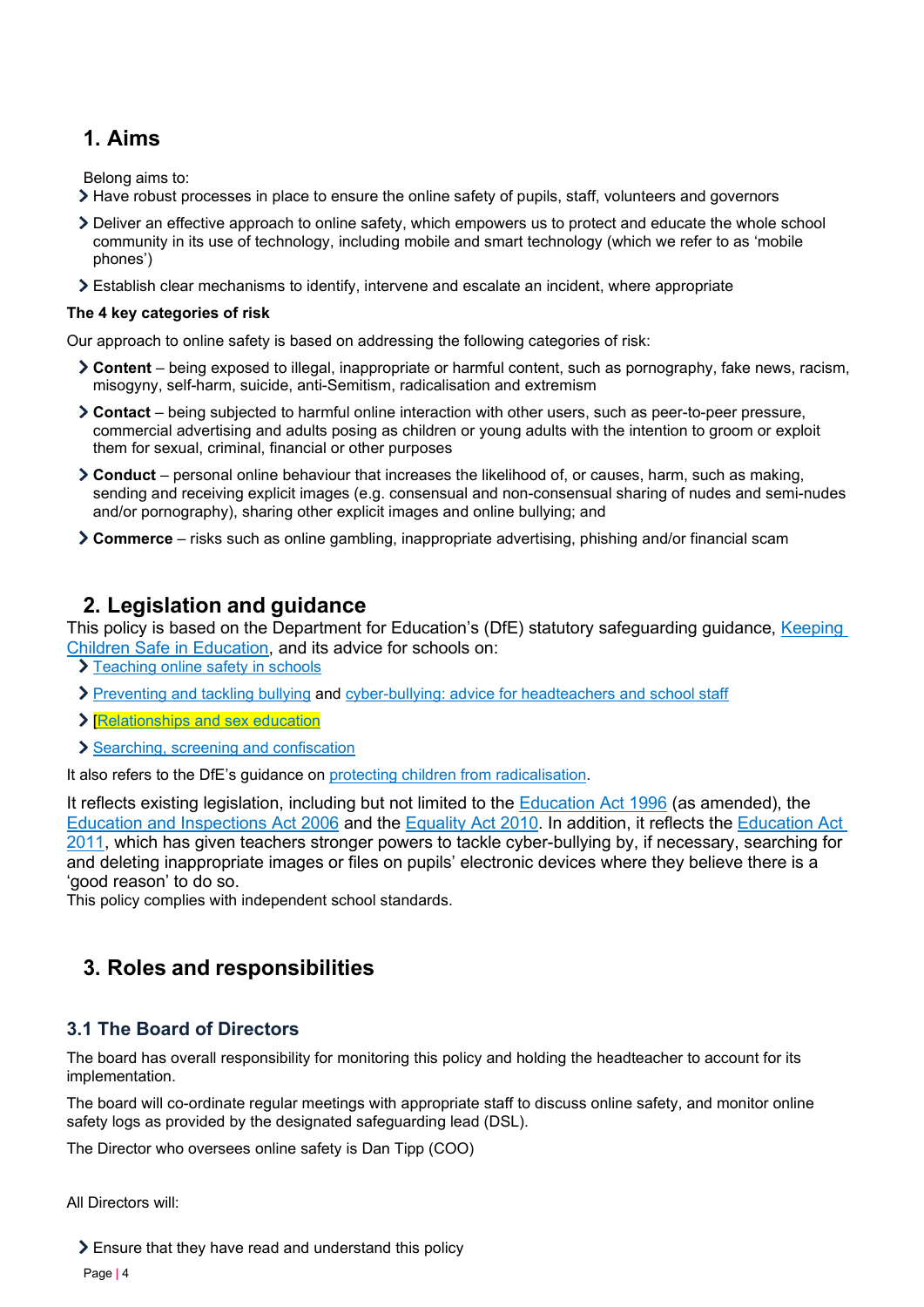## 1. Aims

Belong aims to:

- Have robust processes in place to ensure the online safety of pupils, staff, volunteers and governors
- Deliver an effective approach to online safety, which empowers us to protect and educate the whole school community in its use of technology, including mobile and smart technology (which we refer to as 'mobile phones')
- Establish clear mechanisms to identify, intervene and escalate an incident, where appropriate

**The 4 key categories of risk**

Our approach to online safety is based on addressing the following categories of risk:

- **Content** – being exposed to illegal, inappropriate or harmful content, such as pornography, fake news, racism, misogyny, self-harm, suicide, anti-Semitism, radicalisation and extremism
- **Contact** – being subjected to harmful online interaction with other users, such as peer-to-peer pressure, commercial advertising and adults posing as children or young adults with the intention to groom or exploit them for sexual, criminal, financial or other purposes
- **Conduct** – personal online behaviour that increases the likelihood of, or causes, harm, such as making, sending and receiving explicit images (e.g. consensual and non-consensual sharing of nudes and semi-nudes and/or pornography), sharing other explicit images and online bullying; and
- **Commerce** – risks such as online gambling, inappropriate advertising, phishing and/or financial scam

## 2. Legislation and guidance

This policy is based on the Department for Education's (DfE) statutory safeguarding guidance, Keeping Children Safe in Education, and its advice for schools on:

- Teaching online safety in schools
- Preventing and tackling bullying and cyber-bullying: advice for headteachers and school staff
- [Relationships and sex education
- Searching, screening and confiscation

It also refers to the DfE's guidance on protecting children from radicalisation.

It reflects existing legislation, including but not limited to the Education Act 1996 (as amended), the Education and Inspections Act 2006 and the Equality Act 2010. In addition, it reflects the Education Act 2011, which has given teachers stronger powers to tackle cyber-bullying by, if necessary, searching for and deleting inappropriate images or files on pupils' electronic devices where they believe there is a 'good reason' to do so.

This policy complies with independent school standards.

## 3. Roles and responsibilities

### 3.1 The Board of Directors

The board has overall responsibility for monitoring this policy and holding the headteacher to account for its implementation.

The board will co-ordinate regular meetings with appropriate staff to discuss online safety, and monitor online safety logs as provided by the designated safeguarding lead (DSL).

The Director who oversees online safety is Dan Tipp (COO)

All Directors will:

- Ensure that they have read and understand this policy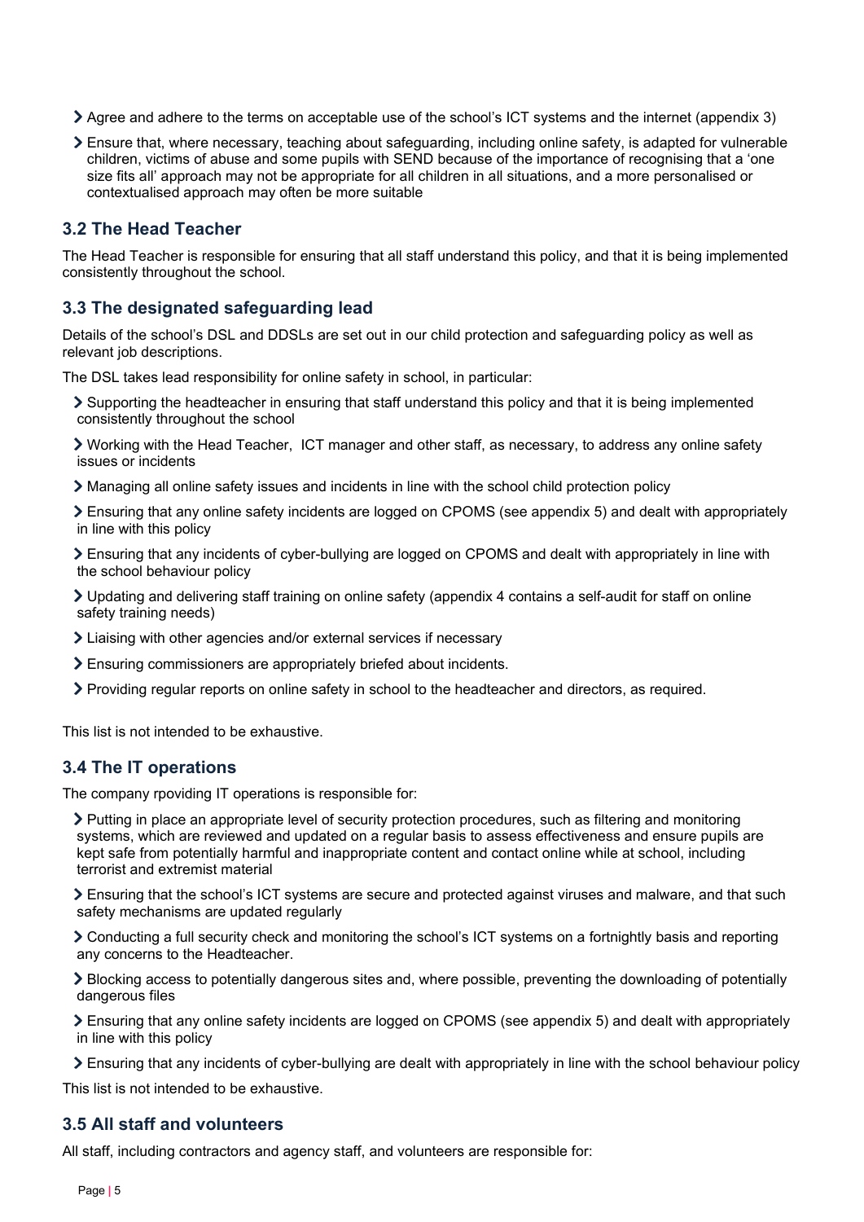- Agree and adhere to the terms on acceptable use of the school's ICT systems and the internet (appendix 3)
- Ensure that, where necessary, teaching about safeguarding, including online safety, is adapted for vulnerable children, victims of abuse and some pupils with SEND because of the importance of recognising that a 'one size fits all' approach may not be appropriate for all children in all situations, and a more personalised or contextualised approach may often be more suitable

### 3.2 The Head Teacher

The Head Teacher is responsible for ensuring that all staff understand this policy, and that it is being implemented consistently throughout the school.

### 3.3 The designated safeguarding lead

Details of the school's DSL and DDSLs are set out in our child protection and safeguarding policy as well as relevant job descriptions.

The DSL takes lead responsibility for online safety in school, in particular:

- Supporting the headteacher in ensuring that staff understand this policy and that it is being implemented consistently throughout the school
- Working with the Head Teacher, ICT manager and other staff, as necessary, to address any online safety issues or incidents
- Managing all online safety issues and incidents in line with the school child protection policy
- Ensuring that any online safety incidents are logged on CPOMS (see appendix 5) and dealt with appropriately in line with this policy
- Ensuring that any incidents of cyber-bullying are logged on CPOMS and dealt with appropriately in line with the school behaviour policy
- Updating and delivering staff training on online safety (appendix 4 contains a self-audit for staff on online safety training needs)
- Liaising with other agencies and/or external services if necessary
- Ensuring commissioners are appropriately briefed about incidents.
- Providing regular reports on online safety in school to the headteacher and directors, as required.

This list is not intended to be exhaustive.

### 3.4 The IT operations

The company rpoviding IT operations is responsible for:

- Putting in place an appropriate level of security protection procedures, such as filtering and monitoring systems, which are reviewed and updated on a regular basis to assess effectiveness and ensure pupils are kept safe from potentially harmful and inappropriate content and contact online while at school, including terrorist and extremist material
- Ensuring that the school's ICT systems are secure and protected against viruses and malware, and that such safety mechanisms are updated regularly
- Conducting a full security check and monitoring the school's ICT systems on a fortnightly basis and reporting any concerns to the Headteacher.
- Blocking access to potentially dangerous sites and, where possible, preventing the downloading of potentially dangerous files
- Ensuring that any online safety incidents are logged on CPOMS (see appendix 5) and dealt with appropriately in line with this policy
- Ensuring that any incidents of cyber-bullying are dealt with appropriately in line with the school behaviour policy

This list is not intended to be exhaustive.

### 3.5 All staff and volunteers

All staff, including contractors and agency staff, and volunteers are responsible for: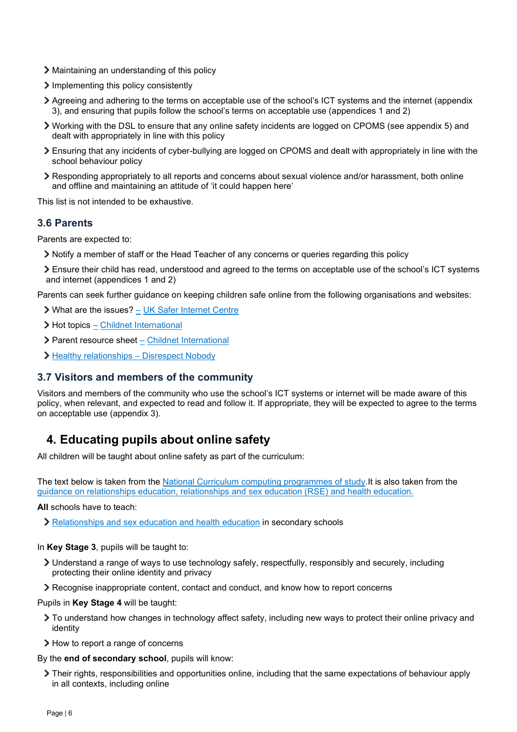- Maintaining an understanding of this policy
- Implementing this policy consistently
- Agreeing and adhering to the terms on acceptable use of the school's ICT systems and the internet (appendix 3), and ensuring that pupils follow the school's terms on acceptable use (appendices 1 and 2)
- Working with the DSL to ensure that any online safety incidents are logged on CPOMS (see appendix 5) and dealt with appropriately in line with this policy
- Ensuring that any incidents of cyber-bullying are logged on CPOMS and dealt with appropriately in line with the school behaviour policy
- Responding appropriately to all reports and concerns about sexual violence and/or harassment, both online and offline and maintaining an attitude of 'it could happen here'

This list is not intended to be exhaustive.

### 3.6 Parents

Parents are expected to:

- Notify a member of staff or the Head Teacher of any concerns or queries regarding this policy
- Ensure their child has read, understood and agreed to the terms on acceptable use of the school's ICT systems and internet (appendices 1 and 2)

Parents can seek further guidance on keeping children safe online from the following organisations and websites:

- What are the issues? – UK Safer Internet Centre
- Hot topics – Childnet International
- Parent resource sheet – Childnet International
- Healthy relationships – Disrespect Nobody

### 3.7 Visitors and members of the community

Visitors and members of the community who use the school's ICT systems or internet will be made aware of this policy, when relevant, and expected to read and follow it. If appropriate, they will be expected to agree to the terms on acceptable use (appendix 3).

## 4. Educating pupils about online safety

All children will be taught about online safety as part of the curriculum:

The text below is taken from the National Curriculum computing programmes of study.It is also taken from the guidance on relationships education, relationships and sex education (RSE) and health education.

**All** schools have to teach:

- Relationships and sex education and health education in secondary schools

In **Key Stage 3**, pupils will be taught to:

- Understand a range of ways to use technology safely, respectfully, responsibly and securely, including protecting their online identity and privacy
- Recognise inappropriate content, contact and conduct, and know how to report concerns

Pupils in **Key Stage 4** will be taught:

- To understand how changes in technology affect safety, including new ways to protect their online privacy and identity
- How to report a range of concerns

By the **end of secondary school**, pupils will know:

- Their rights, responsibilities and opportunities online, including that the same expectations of behaviour apply in all contexts, including online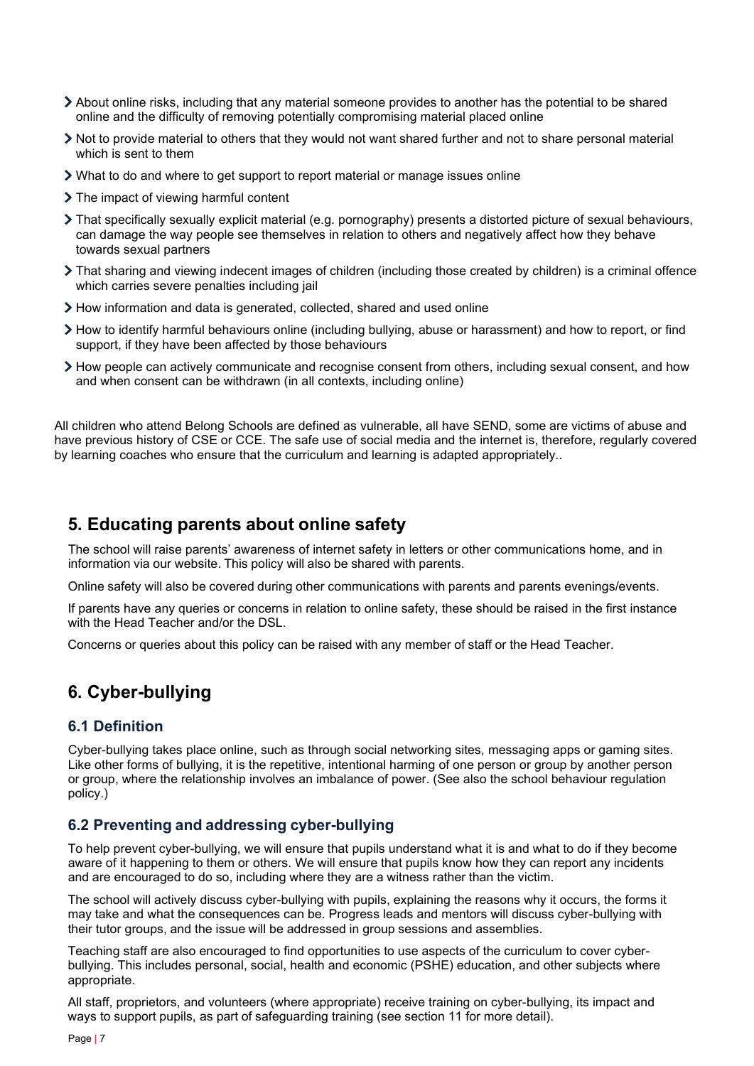- About online risks, including that any material someone provides to another has the potential to be shared online and the difficulty of removing potentially compromising material placed online
- Not to provide material to others that they would not want shared further and not to share personal material which is sent to them
- What to do and where to get support to report material or manage issues online
- The impact of viewing harmful content
- That specifically sexually explicit material (e.g. pornography) presents a distorted picture of sexual behaviours, can damage the way people see themselves in relation to others and negatively affect how they behave towards sexual partners
- That sharing and viewing indecent images of children (including those created by children) is a criminal offence which carries severe penalties including jail
- How information and data is generated, collected, shared and used online
- How to identify harmful behaviours online (including bullying, abuse or harassment) and how to report, or find support, if they have been affected by those behaviours
- How people can actively communicate and recognise consent from others, including sexual consent, and how and when consent can be withdrawn (in all contexts, including online)

All children who attend Belong Schools are defined as vulnerable, all have SEND, some are victims of abuse and have previous history of CSE or CCE. The safe use of social media and the internet is, therefore, regularly covered by learning coaches who ensure that the curriculum and learning is adapted appropriately..

## 5. Educating parents about online safety

The school will raise parents' awareness of internet safety in letters or other communications home, and in information via our website. This policy will also be shared with parents.

Online safety will also be covered during other communications with parents and parents evenings/events.

If parents have any queries or concerns in relation to online safety, these should be raised in the first instance with the Head Teacher and/or the DSL.

Concerns or queries about this policy can be raised with any member of staff or the Head Teacher.

## 6. Cyber-bullying

### 6.1 Definition

Cyber-bullying takes place online, such as through social networking sites, messaging apps or gaming sites. Like other forms of bullying, it is the repetitive, intentional harming of one person or group by another person or group, where the relationship involves an imbalance of power. (See also the school behaviour regulation policy.)

### 6.2 Preventing and addressing cyber-bullying

To help prevent cyber-bullying, we will ensure that pupils understand what it is and what to do if they become aware of it happening to them or others. We will ensure that pupils know how they can report any incidents and are encouraged to do so, including where they are a witness rather than the victim.

The school will actively discuss cyber-bullying with pupils, explaining the reasons why it occurs, the forms it may take and what the consequences can be. Progress leads and mentors will discuss cyber-bullying with their tutor groups, and the issue will be addressed in group sessions and assemblies.

Teaching staff are also encouraged to find opportunities to use aspects of the curriculum to cover cyber-bullying. This includes personal, social, health and economic (PSHE) education, and other subjects where appropriate.

All staff, proprietors, and volunteers (where appropriate) receive training on cyber-bullying, its impact and ways to support pupils, as part of safeguarding training (see section 11 for more detail).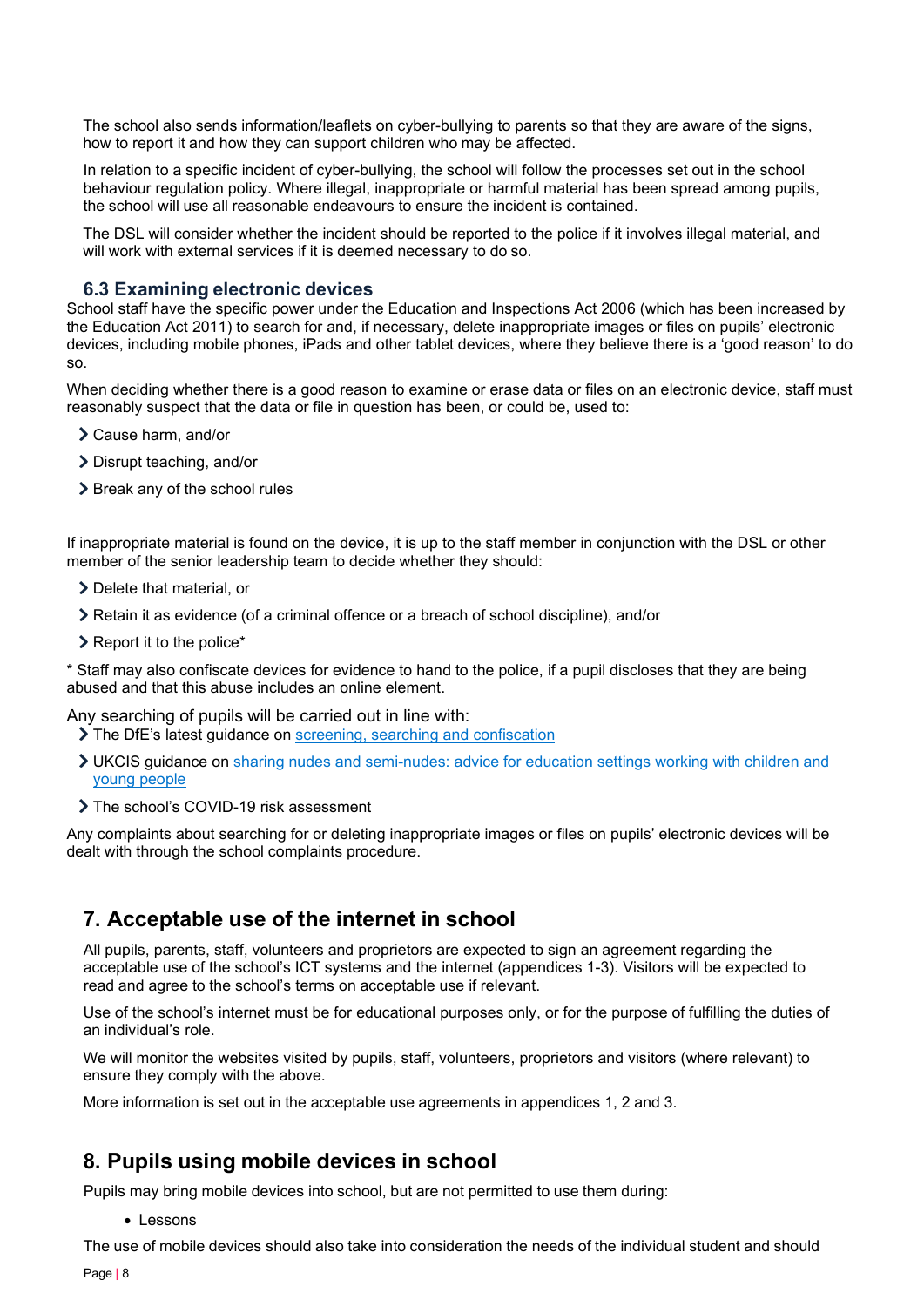The school also sends information/leaflets on cyber-bullying to parents so that they are aware of the signs, how to report it and how they can support children who may be affected.

In relation to a specific incident of cyber-bullying, the school will follow the processes set out in the school behaviour regulation policy. Where illegal, inappropriate or harmful material has been spread among pupils, the school will use all reasonable endeavours to ensure the incident is contained.

The DSL will consider whether the incident should be reported to the police if it involves illegal material, and will work with external services if it is deemed necessary to do so.

### 6.3 Examining electronic devices

School staff have the specific power under the Education and Inspections Act 2006 (which has been increased by the Education Act 2011) to search for and, if necessary, delete inappropriate images or files on pupils' electronic devices, including mobile phones, iPads and other tablet devices, where they believe there is a 'good reason' to do so.

When deciding whether there is a good reason to examine or erase data or files on an electronic device, staff must reasonably suspect that the data or file in question has been, or could be, used to:

- Cause harm, and/or
- Disrupt teaching, and/or
- Break any of the school rules

If inappropriate material is found on the device, it is up to the staff member in conjunction with the DSL or other member of the senior leadership team to decide whether they should:

- Delete that material, or
- Retain it as evidence (of a criminal offence or a breach of school discipline), and/or
- Report it to the police*

* Staff may also confiscate devices for evidence to hand to the police, if a pupil discloses that they are being abused and that this abuse includes an online element.

Any searching of pupils will be carried out in line with:

- The DfE's latest guidance on screening, searching and confiscation
- UKCIS guidance on sharing nudes and semi-nudes: advice for education settings working with children and young people
- The school's COVID-19 risk assessment

Any complaints about searching for or deleting inappropriate images or files on pupils' electronic devices will be dealt with through the school complaints procedure.

## 7. Acceptable use of the internet in school

All pupils, parents, staff, volunteers and proprietors are expected to sign an agreement regarding the acceptable use of the school's ICT systems and the internet (appendices 1-3). Visitors will be expected to read and agree to the school's terms on acceptable use if relevant.

Use of the school's internet must be for educational purposes only, or for the purpose of fulfilling the duties of an individual's role.

We will monitor the websites visited by pupils, staff, volunteers, proprietors and visitors (where relevant) to ensure they comply with the above.

More information is set out in the acceptable use agreements in appendices 1, 2 and 3.

## 8. Pupils using mobile devices in school

Pupils may bring mobile devices into school, but are not permitted to use them during:

- Lessons

The use of mobile devices should also take into consideration the needs of the individual student and should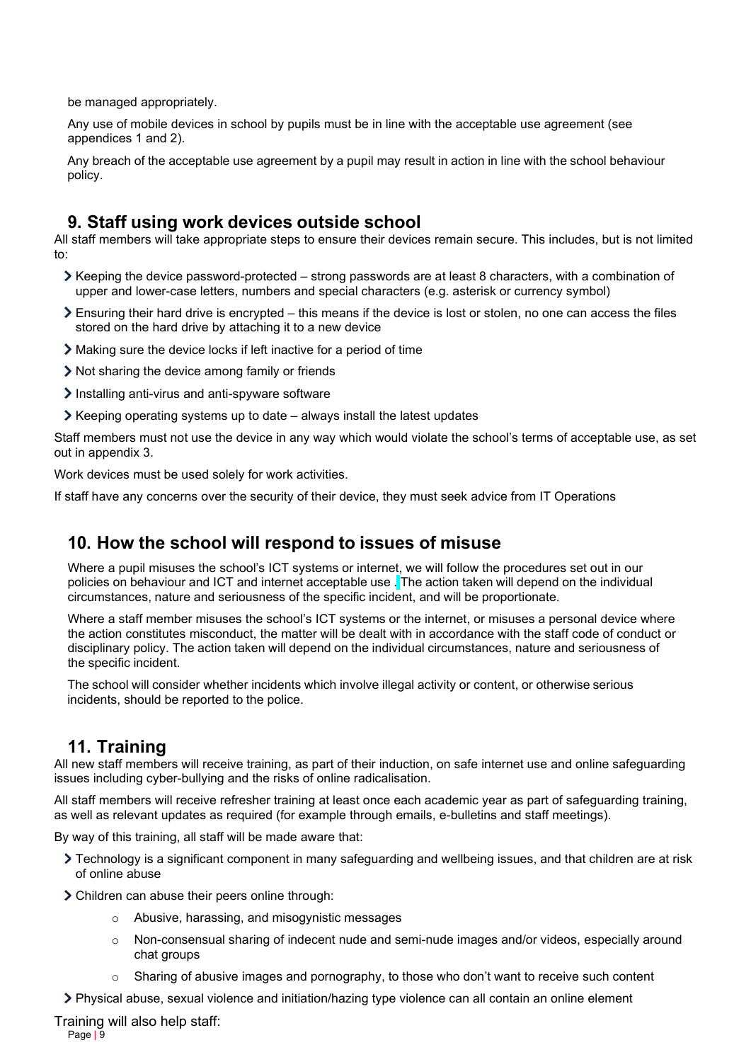be managed appropriately.

Any use of mobile devices in school by pupils must be in line with the acceptable use agreement (see appendices 1 and 2).

Any breach of the acceptable use agreement by a pupil may result in action in line with the school behaviour policy.

## 9. Staff using work devices outside school

All staff members will take appropriate steps to ensure their devices remain secure. This includes, but is not limited to:

- Keeping the device password-protected – strong passwords are at least 8 characters, with a combination of upper and lower-case letters, numbers and special characters (e.g. asterisk or currency symbol)
- Ensuring their hard drive is encrypted – this means if the device is lost or stolen, no one can access the files stored on the hard drive by attaching it to a new device
- Making sure the device locks if left inactive for a period of time
- Not sharing the device among family or friends
- Installing anti-virus and anti-spyware software
- Keeping operating systems up to date – always install the latest updates

Staff members must not use the device in any way which would violate the school's terms of acceptable use, as set out in appendix 3.

Work devices must be used solely for work activities.

If staff have any concerns over the security of their device, they must seek advice from IT Operations

## 10. How the school will respond to issues of misuse

Where a pupil misuses the school's ICT systems or internet, we will follow the procedures set out in our policies on behaviour and ICT and internet acceptable use . The action taken will depend on the individual circumstances, nature and seriousness of the specific incident, and will be proportionate.

Where a staff member misuses the school's ICT systems or the internet, or misuses a personal device where the action constitutes misconduct, the matter will be dealt with in accordance with the staff code of conduct or disciplinary policy. The action taken will depend on the individual circumstances, nature and seriousness of the specific incident.

The school will consider whether incidents which involve illegal activity or content, or otherwise serious incidents, should be reported to the police.

## 11. Training

All new staff members will receive training, as part of their induction, on safe internet use and online safeguarding issues including cyber-bullying and the risks of online radicalisation.

All staff members will receive refresher training at least once each academic year as part of safeguarding training, as well as relevant updates as required (for example through emails, e-bulletins and staff meetings).

By way of this training, all staff will be made aware that:

- Technology is a significant component in many safeguarding and wellbeing issues, and that children are at risk of online abuse
- Children can abuse their peers online through:
  - Abusive, harassing, and misogynistic messages
  - Non-consensual sharing of indecent nude and semi-nude images and/or videos, especially around chat groups
  - Sharing of abusive images and pornography, to those who don't want to receive such content
- Physical abuse, sexual violence and initiation/hazing type violence can all contain an online element

Training will also help staff: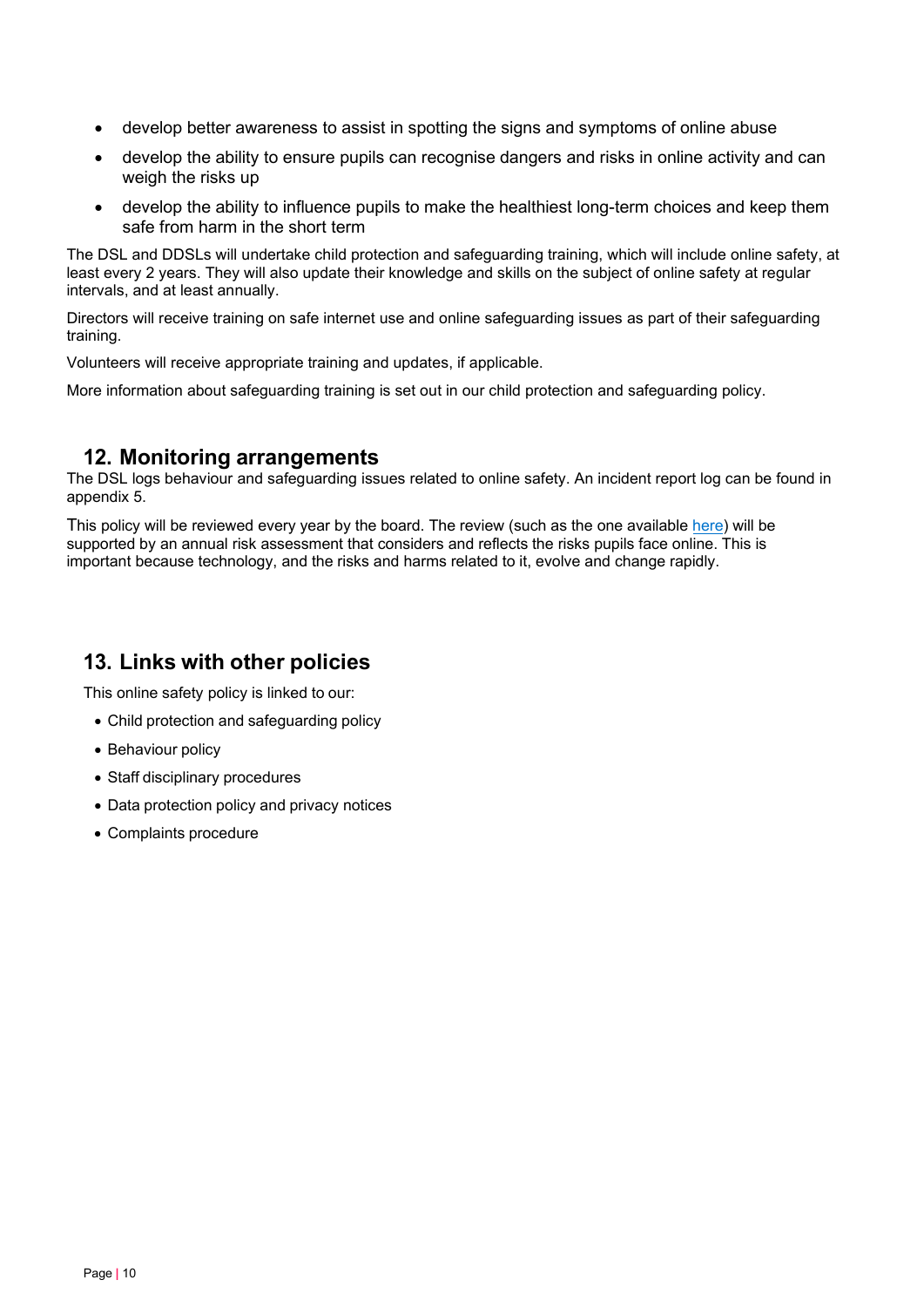- develop better awareness to assist in spotting the signs and symptoms of online abuse
- develop the ability to ensure pupils can recognise dangers and risks in online activity and can weigh the risks up
- develop the ability to influence pupils to make the healthiest long-term choices and keep them safe from harm in the short term

The DSL and DDSLs will undertake child protection and safeguarding training, which will include online safety, at least every 2 years. They will also update their knowledge and skills on the subject of online safety at regular intervals, and at least annually.

Directors will receive training on safe internet use and online safeguarding issues as part of their safeguarding training.

Volunteers will receive appropriate training and updates, if applicable.

More information about safeguarding training is set out in our child protection and safeguarding policy.

## 12. Monitoring arrangements

The DSL logs behaviour and safeguarding issues related to online safety. An incident report log can be found in appendix 5.

This policy will be reviewed every year by the board. The review (such as the one available here) will be supported by an annual risk assessment that considers and reflects the risks pupils face online. This is important because technology, and the risks and harms related to it, evolve and change rapidly.

## 13. Links with other policies

This online safety policy is linked to our:

- Child protection and safeguarding policy
- Behaviour policy
- Staff disciplinary procedures
- Data protection policy and privacy notices
- Complaints procedure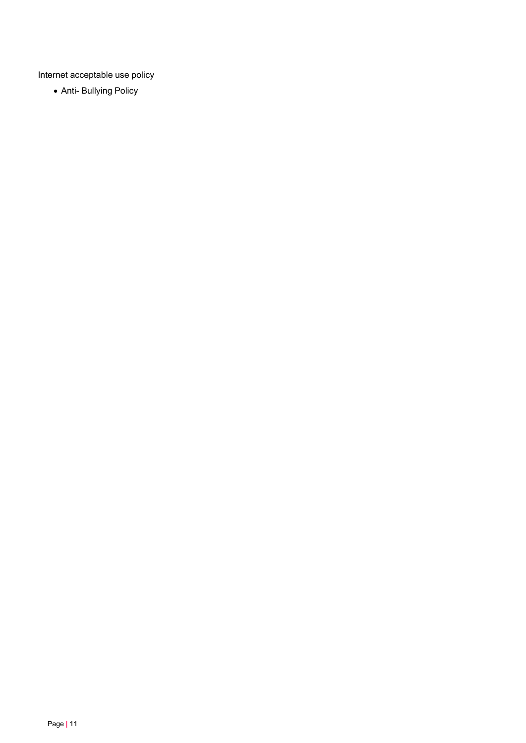Internet acceptable use policy

- Anti- Bullying Policy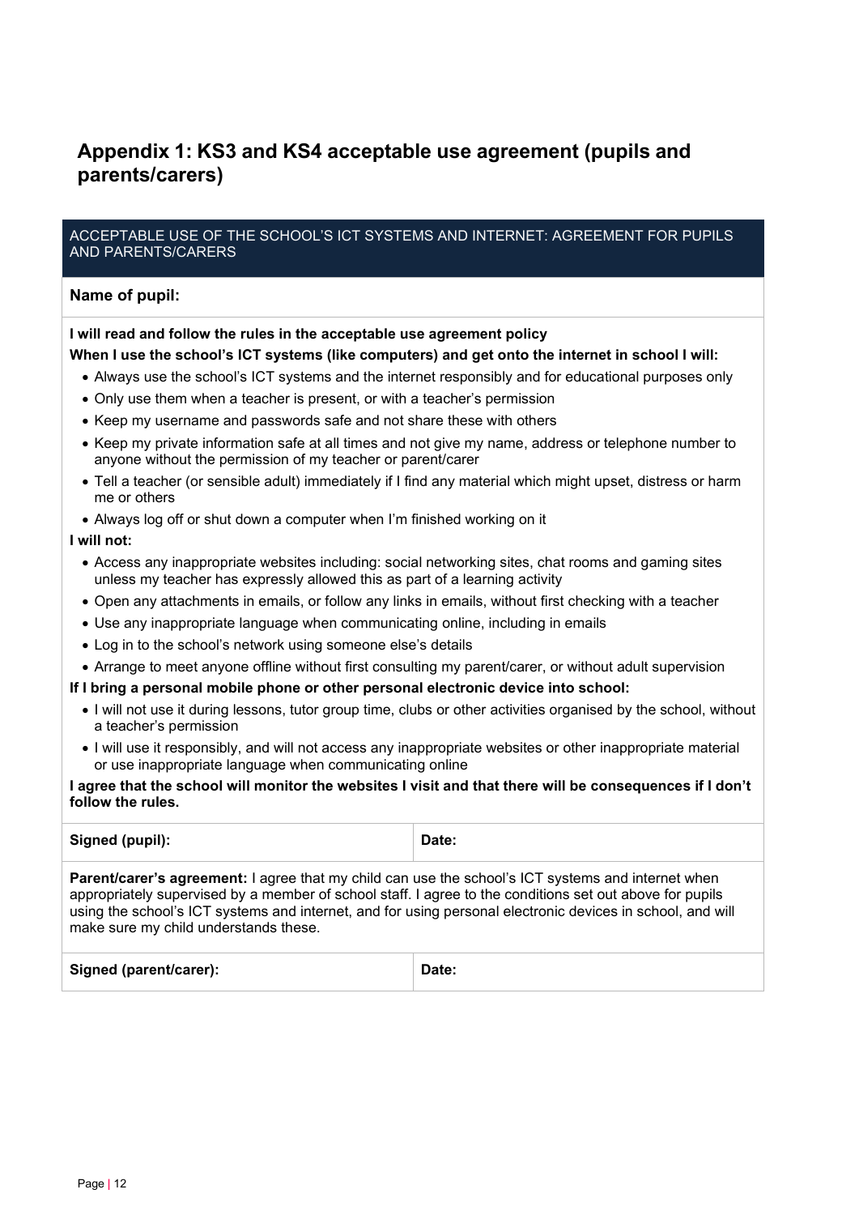## Appendix 1: KS3 and KS4 acceptable use agreement (pupils and parents/carers)

ACCEPTABLE USE OF THE SCHOOL'S ICT SYSTEMS AND INTERNET: AGREEMENT FOR PUPILS AND PARENTS/CARERS

**Name of pupil:**

**I will read and follow the rules in the acceptable use agreement policy**

**When I use the school's ICT systems (like computers) and get onto the internet in school I will:**

- Always use the school's ICT systems and the internet responsibly and for educational purposes only
- Only use them when a teacher is present, or with a teacher's permission
- Keep my username and passwords safe and not share these with others
- Keep my private information safe at all times and not give my name, address or telephone number to anyone without the permission of my teacher or parent/carer
- Tell a teacher (or sensible adult) immediately if I find any material which might upset, distress or harm me or others
- Always log off or shut down a computer when I'm finished working on it

**I will not:**

- Access any inappropriate websites including: social networking sites, chat rooms and gaming sites unless my teacher has expressly allowed this as part of a learning activity
- Open any attachments in emails, or follow any links in emails, without first checking with a teacher
- Use any inappropriate language when communicating online, including in emails
- Log in to the school's network using someone else's details
- Arrange to meet anyone offline without first consulting my parent/carer, or without adult supervision

**If I bring a personal mobile phone or other personal electronic device into school:**

- I will not use it during lessons, tutor group time, clubs or other activities organised by the school, without a teacher's permission
- I will use it responsibly, and will not access any inappropriate websites or other inappropriate material or use inappropriate language when communicating online

**I agree that the school will monitor the websites I visit and that there will be consequences if I don't follow the rules.**

| **Signed (pupil):** | **Date:** |
| --- | --- |

**Parent/carer's agreement:** I agree that my child can use the school's ICT systems and internet when appropriately supervised by a member of school staff. I agree to the conditions set out above for pupils using the school's ICT systems and internet, and for using personal electronic devices in school, and will make sure my child understands these.

| **Signed (parent/carer):** | **Date:** |
| --- | --- |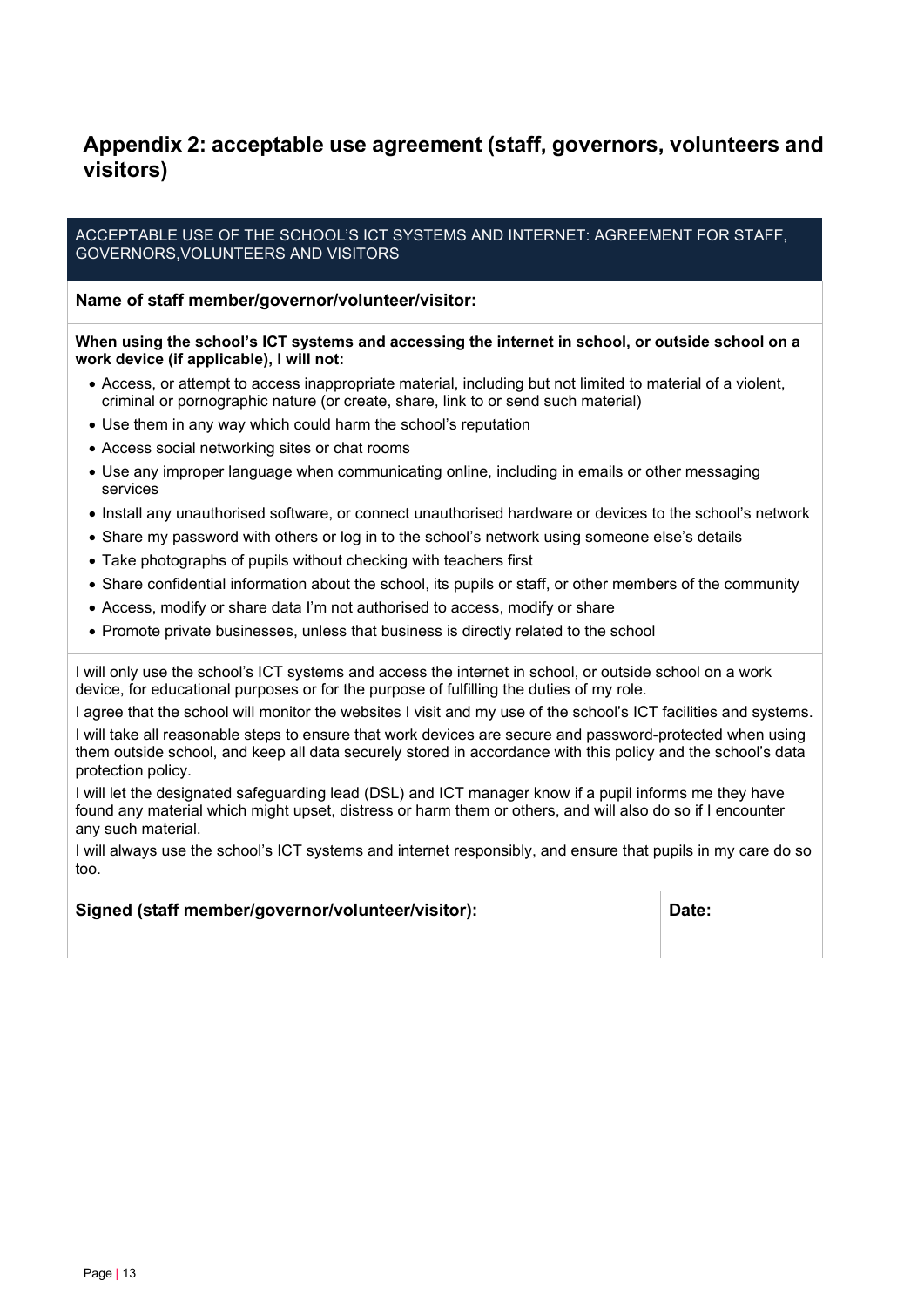## Appendix 2: acceptable use agreement (staff, governors, volunteers and visitors)

ACCEPTABLE USE OF THE SCHOOL'S ICT SYSTEMS AND INTERNET: AGREEMENT FOR STAFF, GOVERNORS,VOLUNTEERS AND VISITORS

**Name of staff member/governor/volunteer/visitor:**

**When using the school's ICT systems and accessing the internet in school, or outside school on a work device (if applicable), I will not:**

- Access, or attempt to access inappropriate material, including but not limited to material of a violent, criminal or pornographic nature (or create, share, link to or send such material)
- Use them in any way which could harm the school's reputation
- Access social networking sites or chat rooms
- Use any improper language when communicating online, including in emails or other messaging services
- Install any unauthorised software, or connect unauthorised hardware or devices to the school's network
- Share my password with others or log in to the school's network using someone else's details
- Take photographs of pupils without checking with teachers first
- Share confidential information about the school, its pupils or staff, or other members of the community
- Access, modify or share data I'm not authorised to access, modify or share
- Promote private businesses, unless that business is directly related to the school

I will only use the school's ICT systems and access the internet in school, or outside school on a work device, for educational purposes or for the purpose of fulfilling the duties of my role.

I agree that the school will monitor the websites I visit and my use of the school's ICT facilities and systems.

I will take all reasonable steps to ensure that work devices are secure and password-protected when using them outside school, and keep all data securely stored in accordance with this policy and the school's data protection policy.

I will let the designated safeguarding lead (DSL) and ICT manager know if a pupil informs me they have found any material which might upset, distress or harm them or others, and will also do so if I encounter any such material.

I will always use the school's ICT systems and internet responsibly, and ensure that pupils in my care do so too.

| Signed (staff member/governor/volunteer/visitor): | Date: |
| --- | --- |
| | |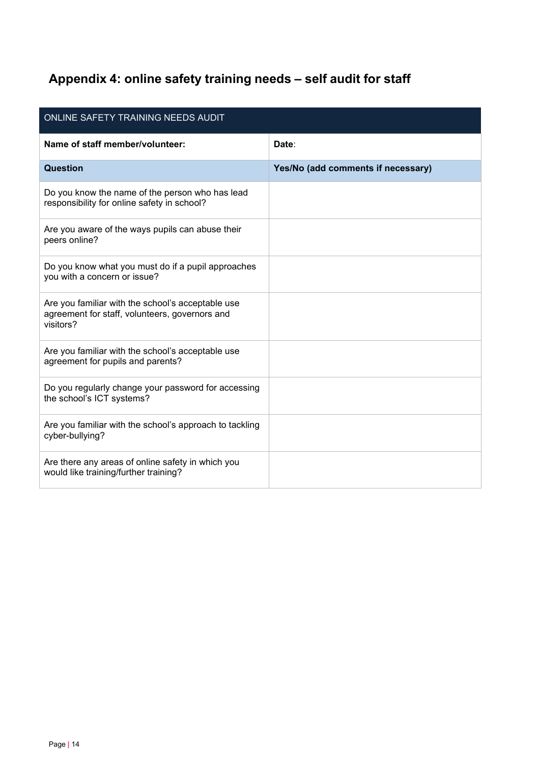## Appendix 4: online safety training needs – self audit for staff

| ONLINE SAFETY TRAINING NEEDS AUDIT | |
|---|---|
| **Name of staff member/volunteer:** | **Date**: |
| **Question** | **Yes/No (add comments if necessary)** |
| Do you know the name of the person who has lead responsibility for online safety in school? | |
| Are you aware of the ways pupils can abuse their peers online? | |
| Do you know what you must do if a pupil approaches you with a concern or issue? | |
| Are you familiar with the school's acceptable use agreement for staff, volunteers, governors and visitors? | |
| Are you familiar with the school's acceptable use agreement for pupils and parents? | |
| Do you regularly change your password for accessing the school's ICT systems? | |
| Are you familiar with the school's approach to tackling cyber-bullying? | |
| Are there any areas of online safety in which you would like training/further training? | |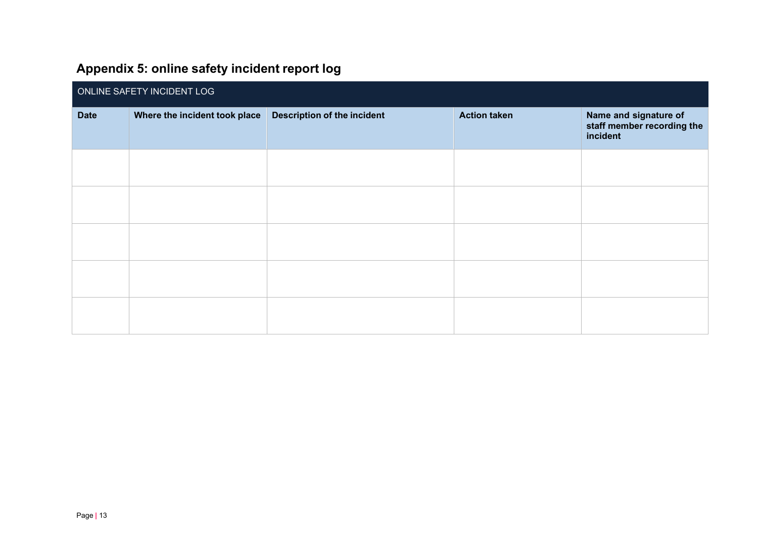## Appendix 5: online safety incident report log

| ONLINE SAFETY INCIDENT LOG | | | | |
|---|---|---|---|---|
| **Date** | **Where the incident took place** | **Description of the incident** | **Action taken** | **Name and signature of staff member recording the incident** |
| | | | | |
| | | | | |
| | | | | |
| | | | | |
| | | | | |